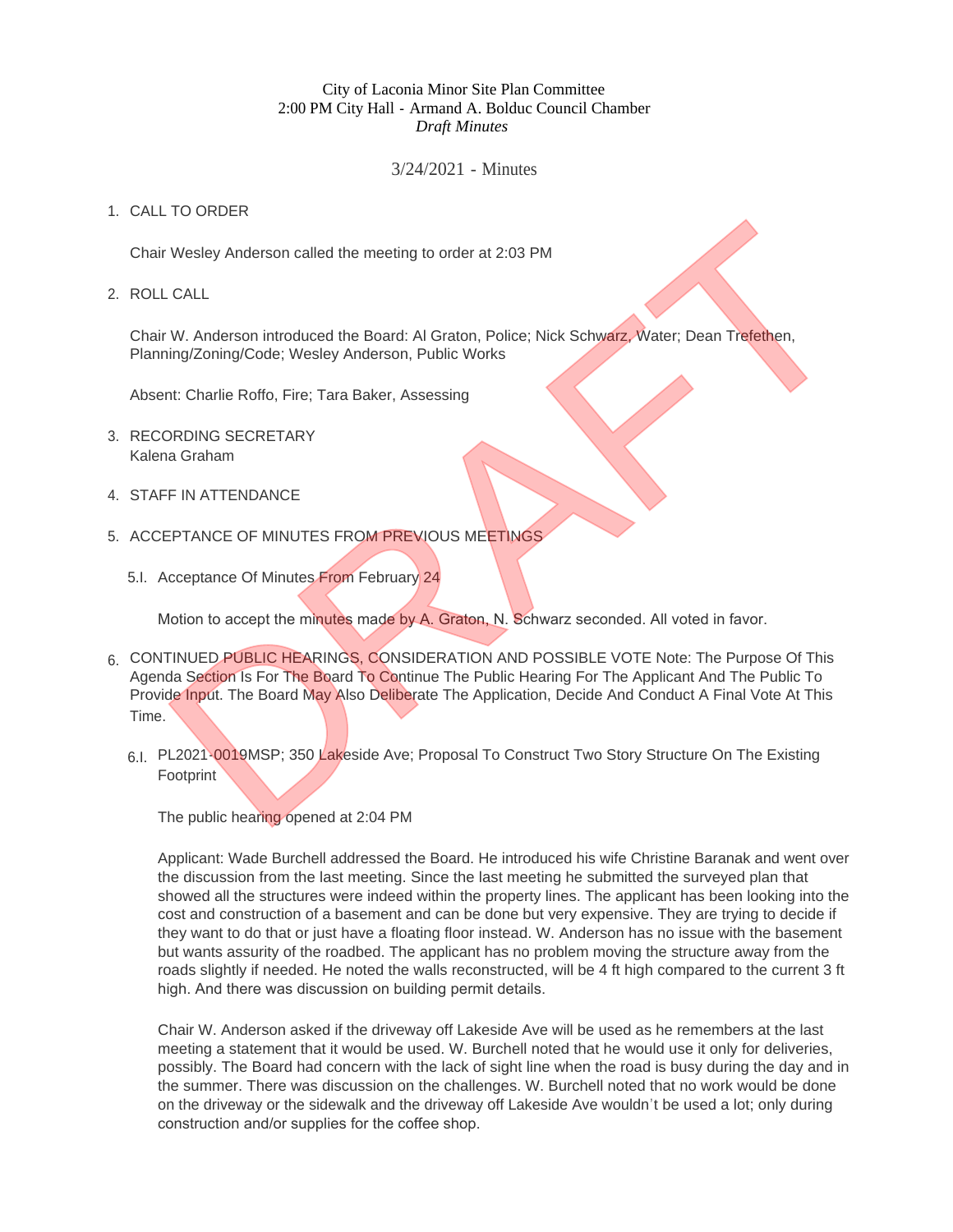City of Laconia Minor Site Plan Committee
2:00 PM City Hall - Armand A. Bolduc Council Chamber
*Draft Minutes*

3/24/2021 - Minutes

1. CALL TO ORDER

   Chair Wesley Anderson called the meeting to order at 2:03 PM

2. ROLL CALL

   Chair W. Anderson introduced the Board: Al Graton, Police; Nick Schwarz, Water; Dean Trefethen, Planning/Zoning/Code; Wesley Anderson, Public Works

   Absent: Charlie Roffo, Fire; Tara Baker, Assessing

3. RECORDING SECRETARY
   Kalena Graham

4. STAFF IN ATTENDANCE

5. ACCEPTANCE OF MINUTES FROM PREVIOUS MEETINGS

   5.I. Acceptance Of Minutes From February 24

   Motion to accept the minutes made by A. Graton, N. Schwarz seconded. All voted in favor.

6. CONTINUED PUBLIC HEARINGS, CONSIDERATION AND POSSIBLE VOTE Note: The Purpose Of This Agenda Section Is For The Board To Continue The Public Hearing For The Applicant And The Public To Provide Input. The Board May Also Deliberate The Application, Decide And Conduct A Final Vote At This Time.

   6.I. PL2021-0019MSP; 350 Lakeside Ave; Proposal To Construct Two Story Structure On The Existing Footprint

   The public hearing opened at 2:04 PM

   Applicant: Wade Burchell addressed the Board. He introduced his wife Christine Baranak and went over the discussion from the last meeting. Since the last meeting he submitted the surveyed plan that showed all the structures were indeed within the property lines. The applicant has been looking into the cost and construction of a basement and can be done but very expensive. They are trying to decide if they want to do that or just have a floating floor instead. W. Anderson has no issue with the basement but wants assurity of the roadbed. The applicant has no problem moving the structure away from the roads slightly if needed. He noted the walls reconstructed, will be 4 ft high compared to the current 3 ft high. And there was discussion on building permit details.

   Chair W. Anderson asked if the driveway off Lakeside Ave will be used as he remembers at the last meeting a statement that it would be used. W. Burchell noted that he would use it only for deliveries, possibly. The Board had concern with the lack of sight line when the road is busy during the day and in the summer. There was discussion on the challenges. W. Burchell noted that no work would be done on the driveway or the sidewalk and the driveway off Lakeside Ave wouldn't be used a lot; only during construction and/or supplies for the coffee shop.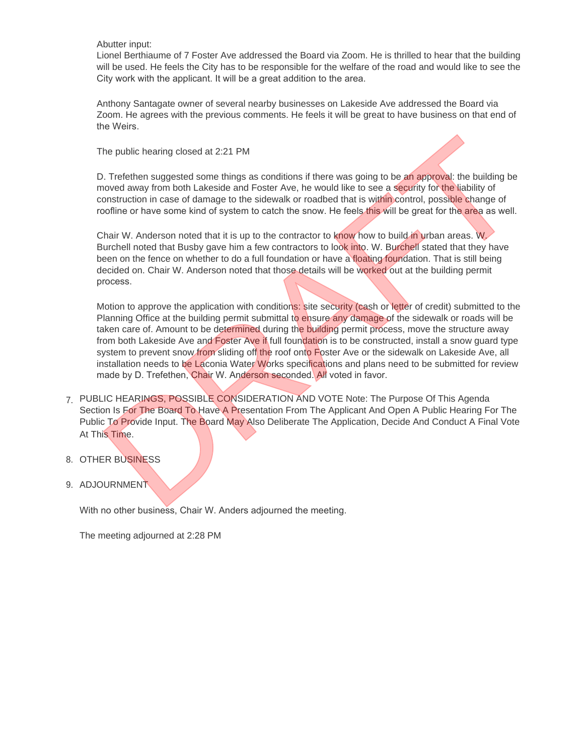Abutter input:

Lionel Berthiaume of 7 Foster Ave addressed the Board via Zoom. He is thrilled to hear that the building will be used. He feels the City has to be responsible for the welfare of the road and would like to see the City work with the applicant. It will be a great addition to the area.

Anthony Santagate owner of several nearby businesses on Lakeside Ave addressed the Board via Zoom. He agrees with the previous comments. He feels it will be great to have business on that end of the Weirs.

The public hearing closed at 2:21 PM

D. Trefethen suggested some things as conditions if there was going to be an approval: the building be moved away from both Lakeside and Foster Ave, he would like to see a security for the liability of construction in case of damage to the sidewalk or roadbed that is within control, possible change of roofline or have some kind of system to catch the snow. He feels this will be great for the area as well.

Chair W. Anderson noted that it is up to the contractor to know how to build in urban areas. W. Burchell noted that Busby gave him a few contractors to look into. W. Burchell stated that they have been on the fence on whether to do a full foundation or have a floating foundation. That is still being decided on. Chair W. Anderson noted that those details will be worked out at the building permit process.

Motion to approve the application with conditions: site security (cash or letter of credit) submitted to the Planning Office at the building permit submittal to ensure any damage of the sidewalk or roads will be taken care of. Amount to be determined during the building permit process, move the structure away from both Lakeside Ave and Foster Ave if full foundation is to be constructed, install a snow guard type system to prevent snow from sliding off the roof onto Foster Ave or the sidewalk on Lakeside Ave, all installation needs to be Laconia Water Works specifications and plans need to be submitted for review made by D. Trefethen, Chair W. Anderson seconded. All voted in favor.

7. PUBLIC HEARINGS, POSSIBLE CONSIDERATION AND VOTE Note: The Purpose Of This Agenda Section Is For The Board To Have A Presentation From The Applicant And Open A Public Hearing For The Public To Provide Input. The Board May Also Deliberate The Application, Decide And Conduct A Final Vote At This Time.

8. OTHER BUSINESS

9. ADJOURNMENT

With no other business, Chair W. Anders adjourned the meeting.

The meeting adjourned at 2:28 PM